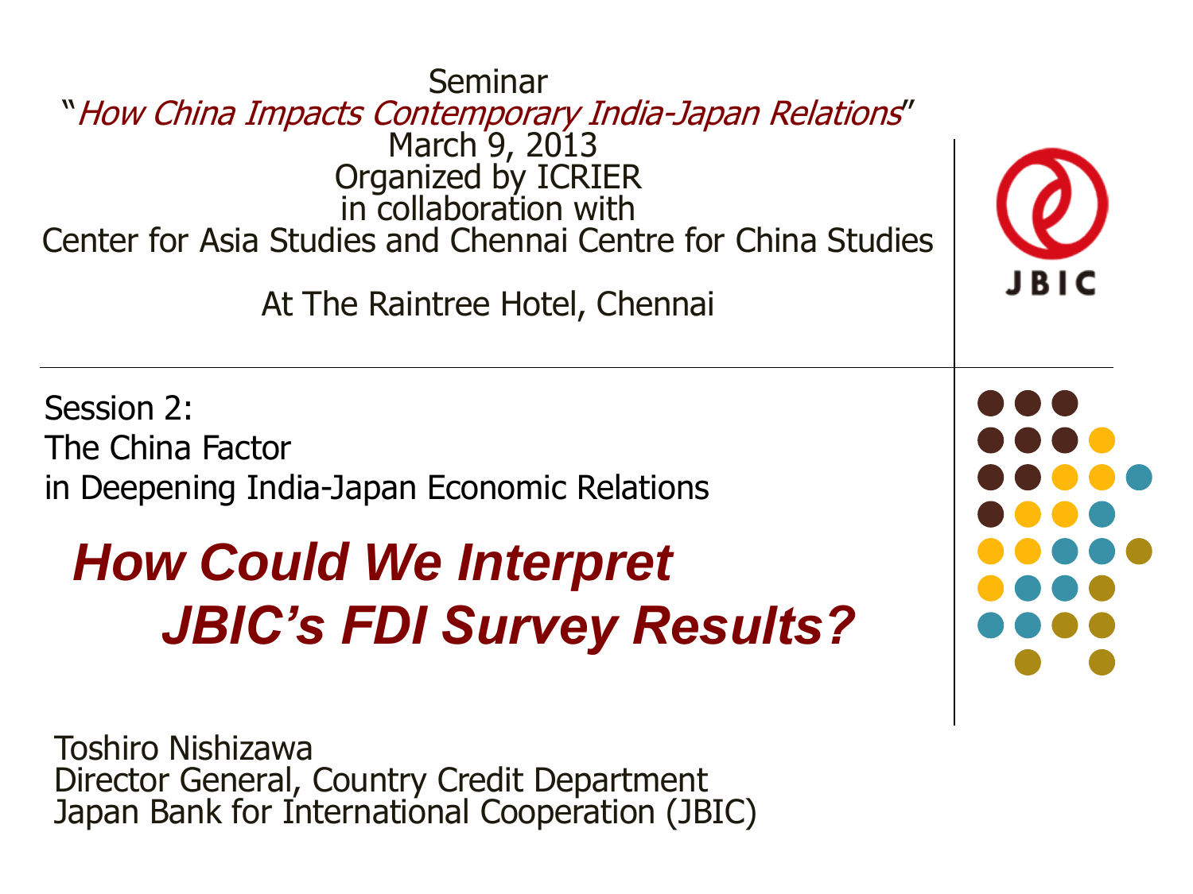Seminar

"*How China Impacts Contemporary India-Japan Relations*"

March 9, 2013

Organized by ICRIER

in collaboration with

Center for Asia Studies and Chennai Centre for China Studies

At The Raintree Hotel, Chennai

JBIC

Session 2:

The China Factor

in Deepening India-Japan Economic Relations

# *How Could We Interpret JBIC's FDI Survey Results?*

Toshiro Nishizawa

Director General, Country Credit Department

Japan Bank for International Cooperation (JBIC)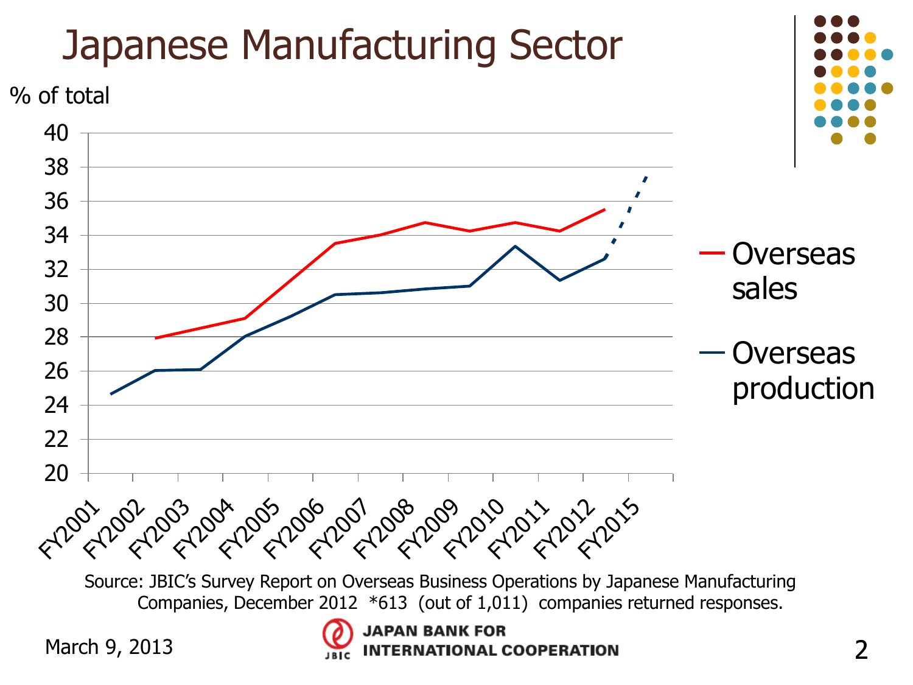# Japanese Manufacturing Sector

% of total

| | FY2001 | FY2002 | FY2003 | FY2004 | FY2005 | FY2006 | FY2007 | FY2008 | FY2009 | FY2010 | FY2011 | FY2012 | FY2015 |
|---|---|---|---|---|---|---|---|---|---|---|---|---|---|
| Overseas sales | | 27.9 | 28.5 | 29.1 | 31.3 | 33.5 | 34.0 | 34.7 | 34.2 | 34.7 | 34.2 | 35.5 | |
| Overseas production | 24.6 | 26.0 | 26.1 | 28.0 | 29.2 | 30.5 | 30.6 | 30.8 | 31.0 | 33.3 | 31.3 | 32.6 | 37.5 |

Source: JBIC's Survey Report on Overseas Business Operations by Japanese Manufacturing Companies, December 2012 *613 (out of 1,011) companies returned responses.

March 9, 2013

JAPAN BANK FOR INTERNATIONAL COOPERATION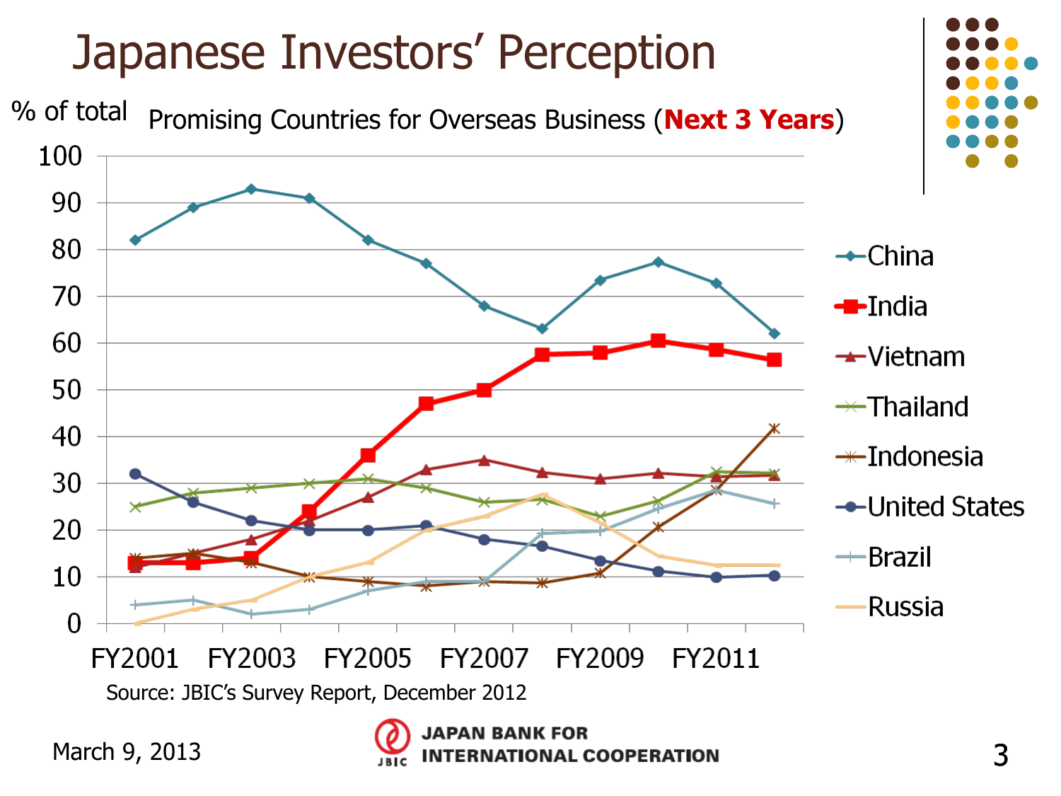# Japanese Investors' Perception

% of total

Promising Countries for Overseas Business (**Next 3 Years**)

Legend: China, India, Vietnam, Thailand, Indonesia, United States, Brazil, Russia

Y-axis: 0–100; X-axis: FY2001, FY2003, FY2005, FY2007, FY2009, FY2011

Source: JBIC's Survey Report, December 2012

March 9, 2013

JAPAN BANK FOR INTERNATIONAL COOPERATION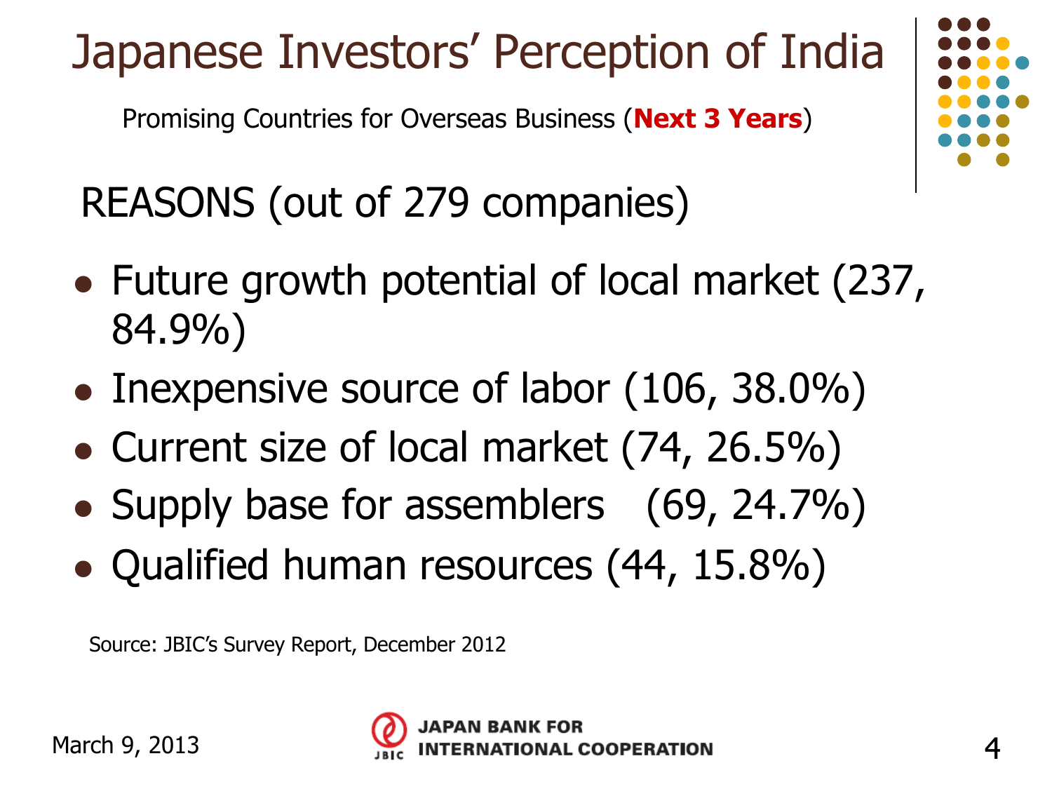# Japanese Investors' Perception of India

Promising Countries for Overseas Business (**Next 3 Years**)

## REASONS (out of 279 companies)

- Future growth potential of local market (237, 84.9%)
- Inexpensive source of labor (106, 38.0%)
- Current size of local market (74, 26.5%)
- Supply base for assemblers (69, 24.7%)
- Qualified human resources (44, 15.8%)

Source: JBIC's Survey Report, December 2012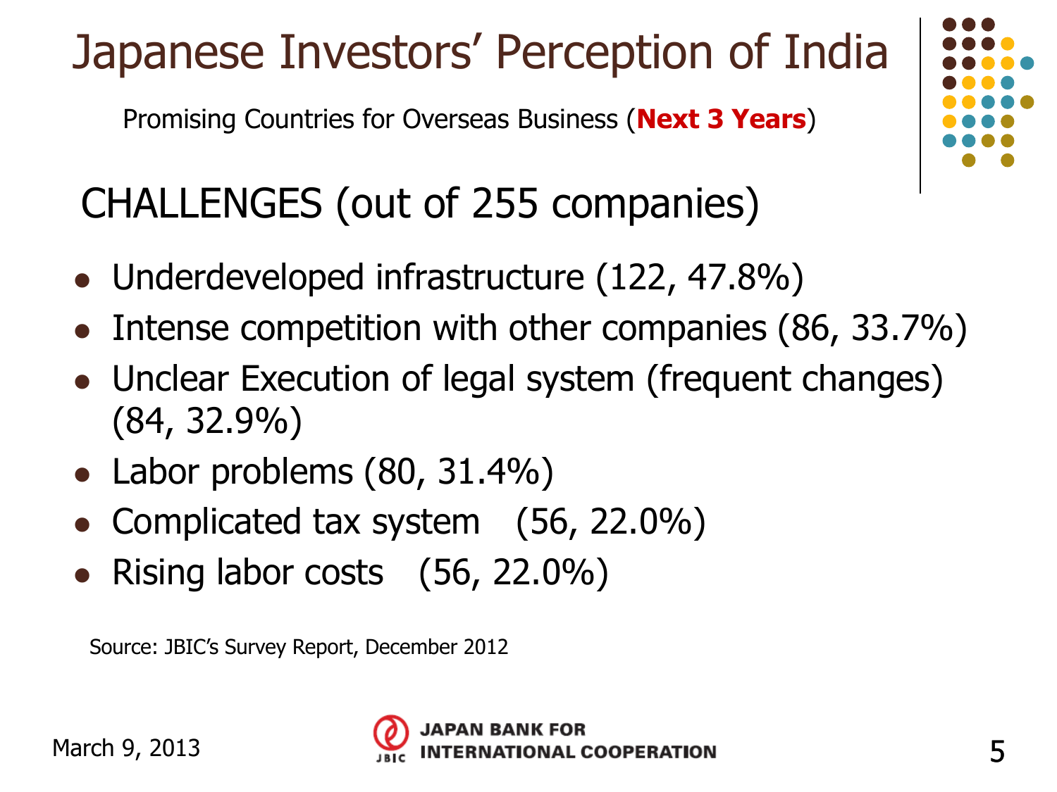# Japanese Investors' Perception of India

Promising Countries for Overseas Business (**Next 3 Years**)

## CHALLENGES (out of 255 companies)

- Underdeveloped infrastructure (122, 47.8%)
- Intense competition with other companies (86, 33.7%)
- Unclear Execution of legal system (frequent changes) (84, 32.9%)
- Labor problems (80, 31.4%)
- Complicated tax system (56, 22.0%)
- Rising labor costs (56, 22.0%)

Source: JBIC's Survey Report, December 2012

March 9, 2013

JAPAN BANK FOR INTERNATIONAL COOPERATION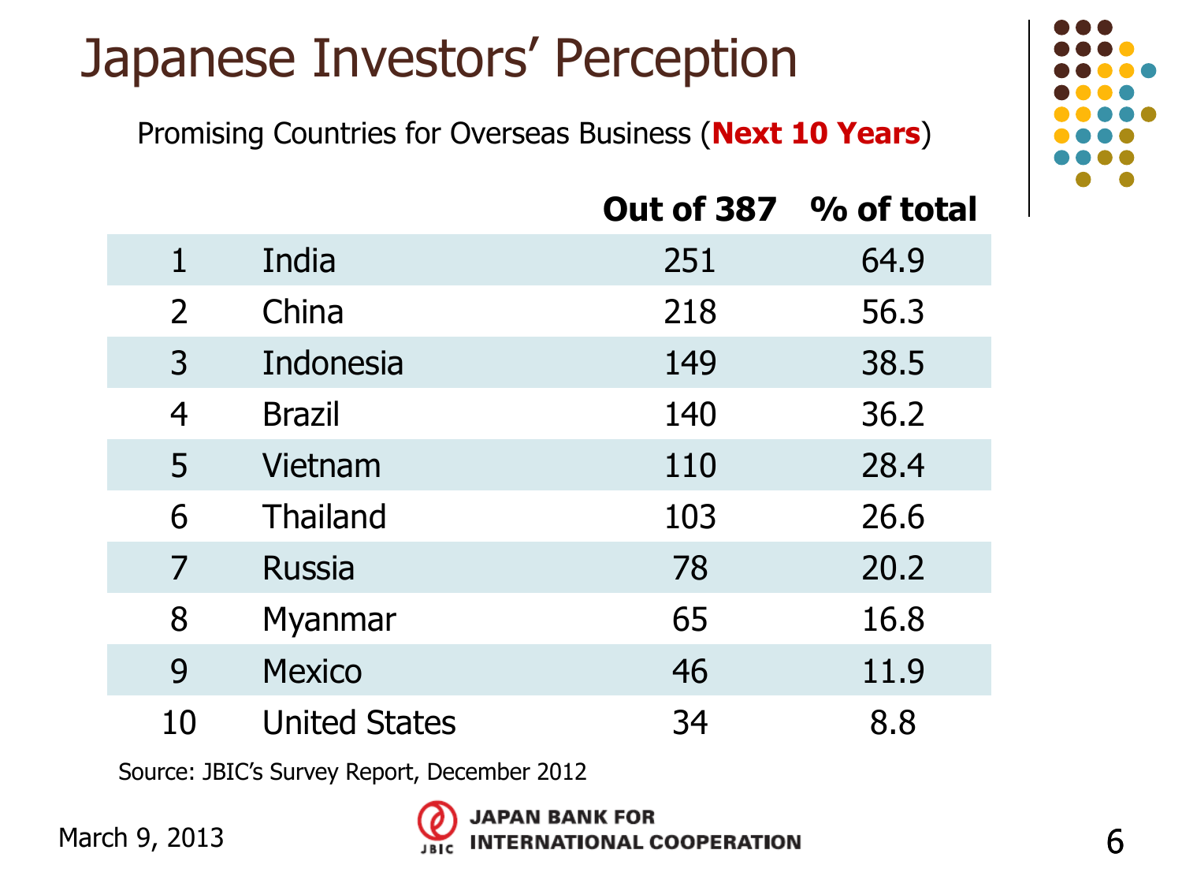# Japanese Investors' Perception

Promising Countries for Overseas Business (**Next 10 Years**)

| | | Out of 387 | % of total |
|---|---|---|---|
| 1 | India | 251 | 64.9 |
| 2 | China | 218 | 56.3 |
| 3 | Indonesia | 149 | 38.5 |
| 4 | Brazil | 140 | 36.2 |
| 5 | Vietnam | 110 | 28.4 |
| 6 | Thailand | 103 | 26.6 |
| 7 | Russia | 78 | 20.2 |
| 8 | Myanmar | 65 | 16.8 |
| 9 | Mexico | 46 | 11.9 |
| 10 | United States | 34 | 8.8 |

Source: JBIC's Survey Report, December 2012

March 9, 2013

JAPAN BANK FOR INTERNATIONAL COOPERATION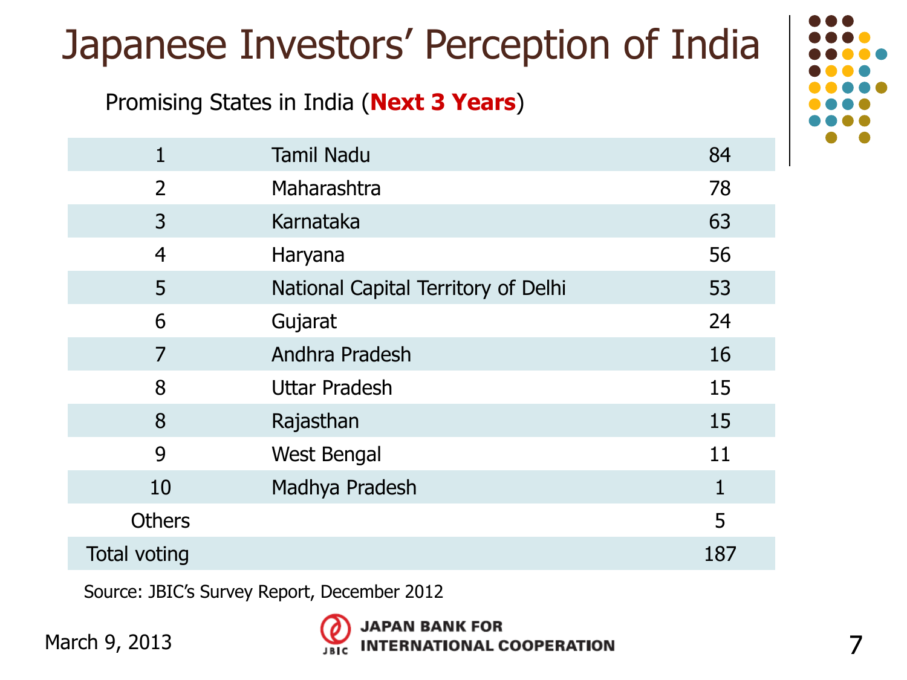# Japanese Investors' Perception of India

Promising States in India (**Next 3 Years**)

| | | |
|---|---|---|
| 1 | Tamil Nadu | 84 |
| 2 | Maharashtra | 78 |
| 3 | Karnataka | 63 |
| 4 | Haryana | 56 |
| 5 | National Capital Territory of Delhi | 53 |
| 6 | Gujarat | 24 |
| 7 | Andhra Pradesh | 16 |
| 8 | Uttar Pradesh | 15 |
| 8 | Rajasthan | 15 |
| 9 | West Bengal | 11 |
| 10 | Madhya Pradesh | 1 |
| Others | | 5 |
| Total voting | | 187 |

Source: JBIC's Survey Report, December 2012

March 9, 2013

JAPAN BANK FOR INTERNATIONAL COOPERATION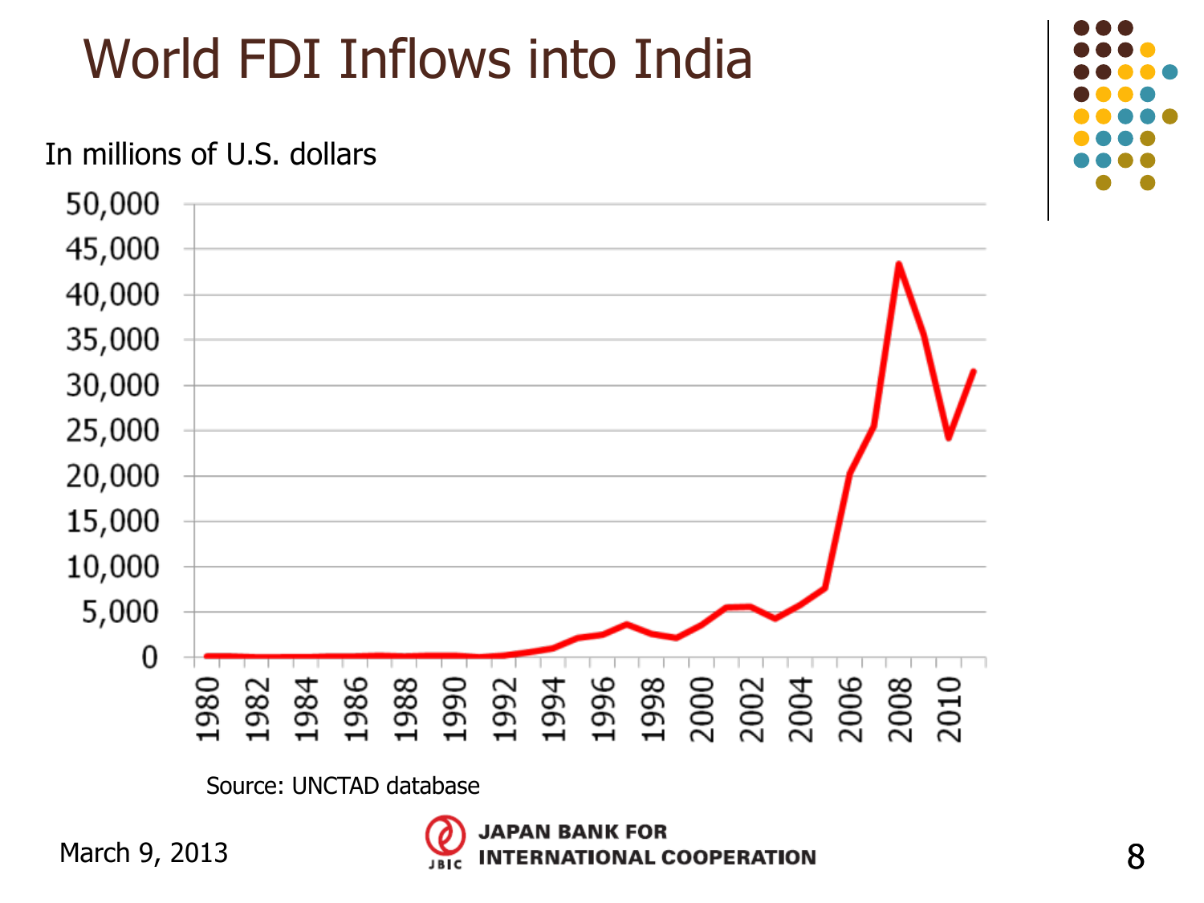# World FDI Inflows into India

In millions of U.S. dollars

Source: UNCTAD database

March 9, 2013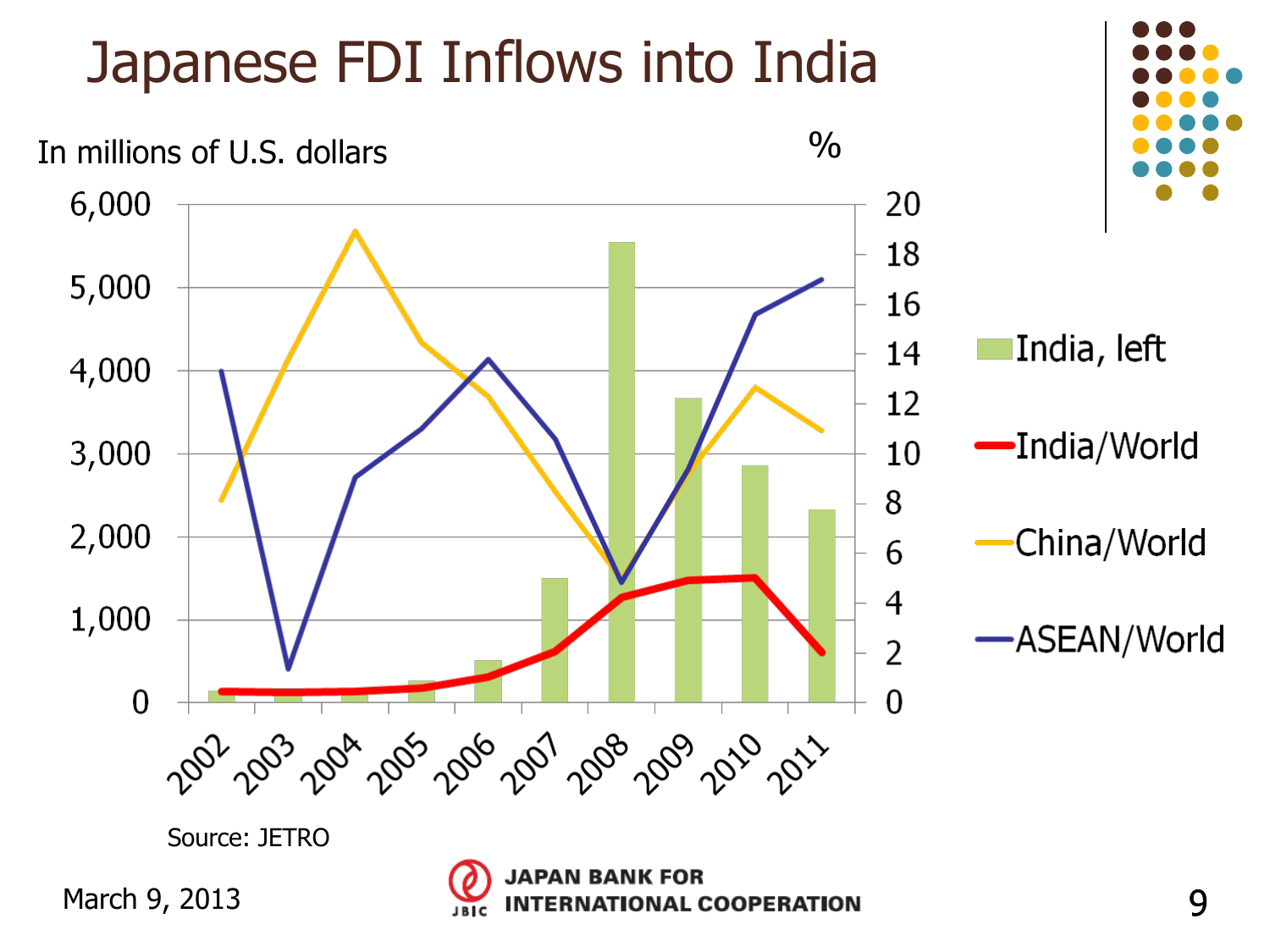# Japanese FDI Inflows into India

In millions of U.S. dollars (left axis) | % (right axis)

Legend: India, left; India/World; China/World; ASEAN/World

Years: 2002, 2003, 2004, 2005, 2006, 2007, 2008, 2009, 2010, 2011

Source: JETRO

March 9, 2013

JAPAN BANK FOR INTERNATIONAL COOPERATION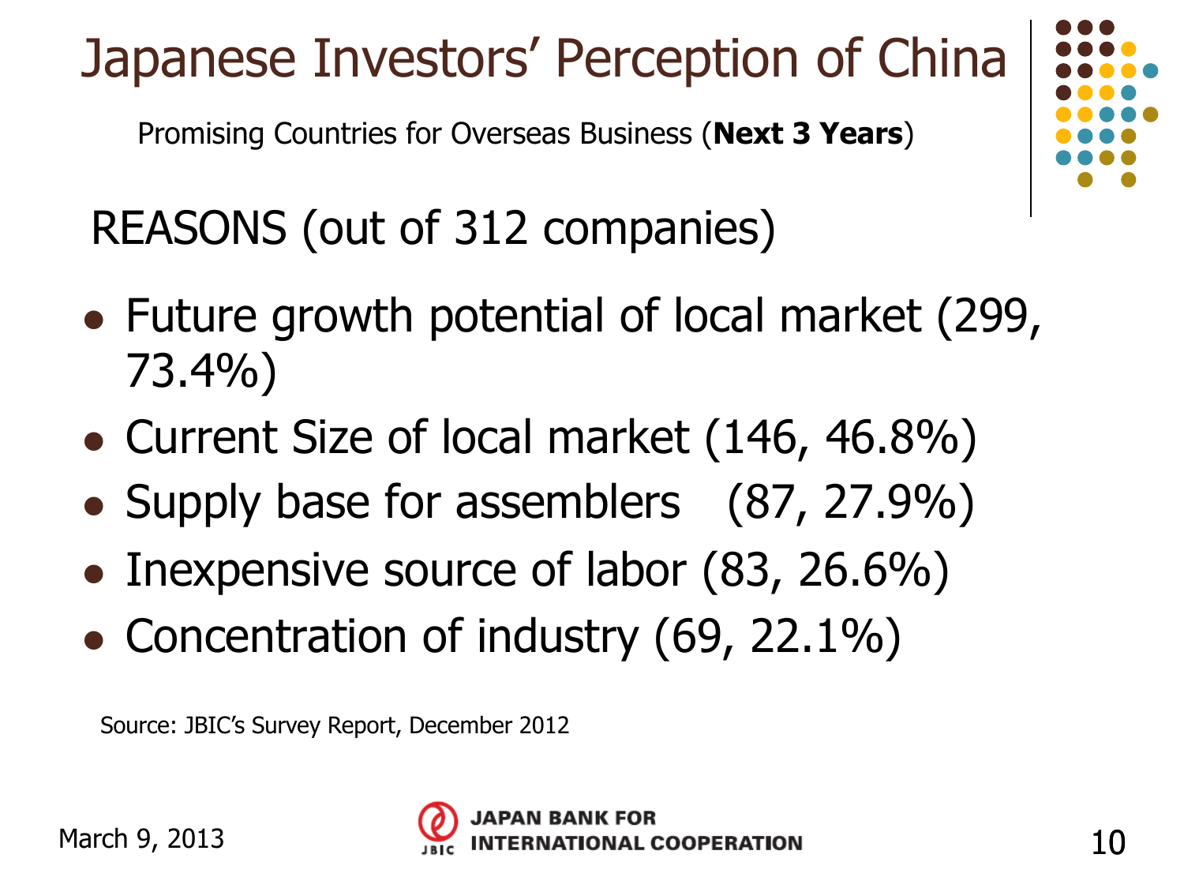# Japanese Investors' Perception of China

Promising Countries for Overseas Business (**Next 3 Years**)

## REASONS (out of 312 companies)

- Future growth potential of local market (299, 73.4%)
- Current Size of local market (146, 46.8%)
- Supply base for assemblers (87, 27.9%)
- Inexpensive source of labor (83, 26.6%)
- Concentration of industry (69, 22.1%)

Source: JBIC's Survey Report, December 2012

March 9, 2013

JAPAN BANK FOR INTERNATIONAL COOPERATION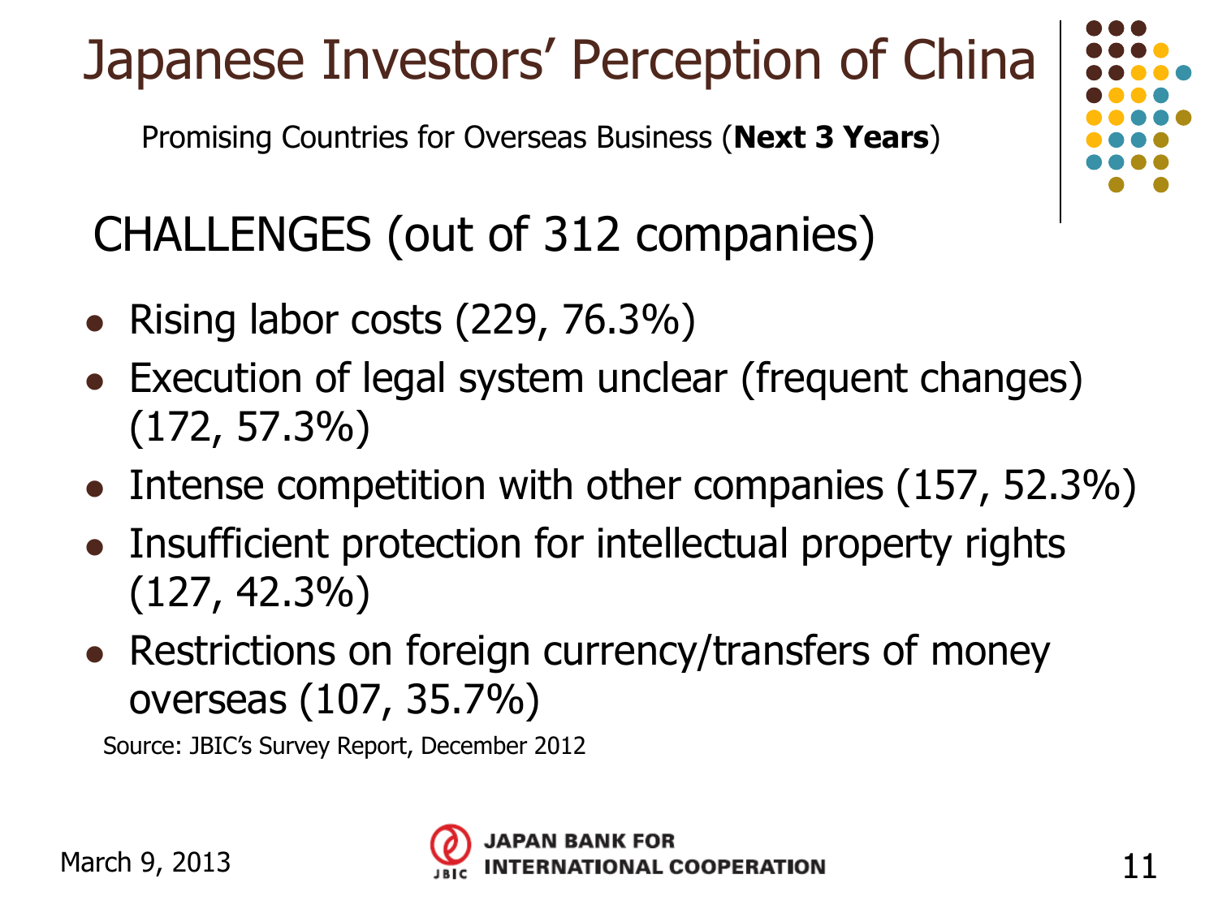# Japanese Investors' Perception of China

Promising Countries for Overseas Business (**Next 3 Years**)

## CHALLENGES (out of 312 companies)

- Rising labor costs (229, 76.3%)
- Execution of legal system unclear (frequent changes) (172, 57.3%)
- Intense competition with other companies (157, 52.3%)
- Insufficient protection for intellectual property rights (127, 42.3%)
- Restrictions on foreign currency/transfers of money overseas (107, 35.7%)

Source: JBIC's Survey Report, December 2012

March 9, 2013

JAPAN BANK FOR INTERNATIONAL COOPERATION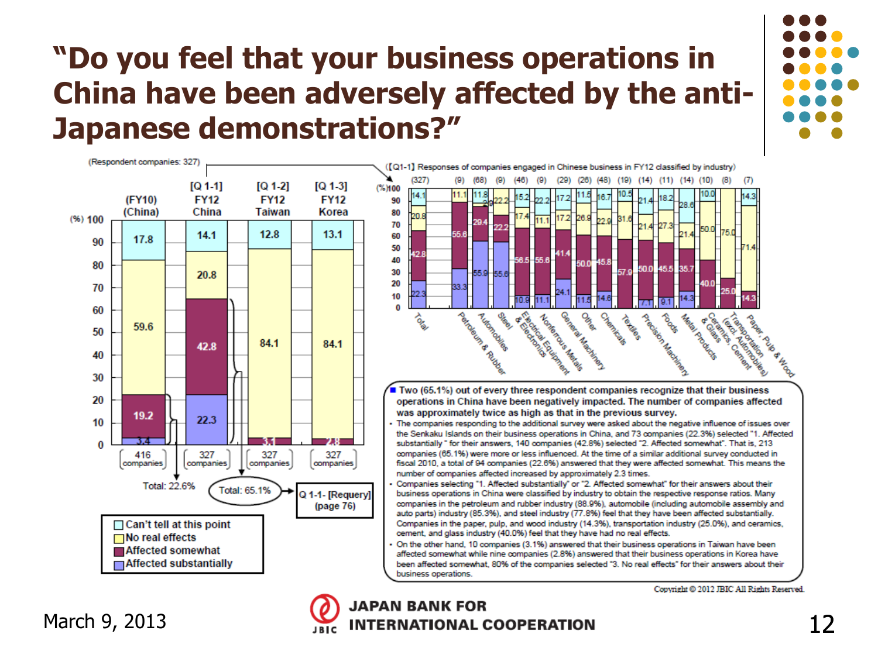# "Do you feel that your business operations in China have been adversely affected by the anti-Japanese demonstrations?"

(Respondent companies: 327)

| (%) | (FY10) (China) | [Q 1-1] FY12 China | [Q 1-2] FY12 Taiwan | [Q 1-3] FY12 Korea |
|---|---|---|---|---|
| Can't tell at this point | 17.8 | 14.1 | 12.8 | 13.1 |
| No real effects | 59.6 | 20.8 | 84.1 | 84.1 |
| Affected somewhat | 19.2 | 42.8 | 3.1 | 2.8 |
| Affected substantially | 3.4 | 22.3 | | |
| Companies | 416 companies | 327 companies | 327 companies | 327 companies |

Total: 22.6% (FY10) / Total: 65.1% (FY12) → Q 1-1- [Requery] (page 76)

([Q1-1] Responses of companies engaged in Chinese business in FY12 classified by industry)

| Industry (n) | Affected substantially | Affected somewhat | No real effects | Can't tell at this point |
|---|---|---|---|---|
| Total (327) | 22.3 | 42.8 | 20.8 | 14.1 |
| Petroleum & Rubber (9) | 33.3 | 55.6 | | 11.1 |
| Automobiles (68) | 55.9 | 29.4 | | 11.8 |
| Steel (9) | 55.6 | 22.2 | 22.2 | |
| Electrical Equipment & Electronics (46) | 10.9 | 56.5 | 17.4 | 15.2 |
| Nonferrous Metals (9) | 11.1 | 55.6 | 11.1 | 22.2 |
| General Machinery (29) | 24.1 | 41.4 | 17.2 | 17.2 |
| Other (26) | 11.5 | 50.0 | 26.9 | 11.5 |
| Chemicals (48) | 14.6 | 45.8 | 22.9 | 16.7 |
| Textiles (19) | | 57.9 | 31.6 | 10.5 |
| Precision Machinery (14) | 7.1 | 50.0 | 21.4 | 21.4 |
| Foods (11) | 9.1 | 45.5 | 27.3 | 18.2 |
| Metal Products (14) | 14.3 | 35.7 | 21.4 | 28.6 |
| Ceramics, Cement & Glass (10) | | 40.0 | 50.0 | 10.0 |
| Transportation (excl. Automobiles) (8) | | 25.0 | 75.0 | |
| Paper, Pulp & Wood (7) | | 14.3 | 71.4 | 14.3 |

- Two (65.1%) out of every three respondent companies recognize that their business operations in China have been negatively impacted. The number of companies affected was approximately twice as high as that in the previous survey.
- The companies responding to the additional survey were asked about the negative influence of issues over the Senkaku Islands on their business operations in China, and 73 companies (22.3%) selected "1. Affected substantially" for their answers, 140 companies (42.8%) selected "2. Affected somewhat". That is, 213 companies (65.1%) were more or less influenced. At the time of a similar additional survey conducted in fiscal 2010, a total of 94 companies (22.6%) answered that they were affected somewhat. This means the number of companies affected increased by approximately 2.3 times.
- Companies selecting "1. Affected substantially" or "2. Affected somewhat" for their answers about their business operations in China were classified by industry to obtain the respective response ratios. Many companies in the petroleum and rubber industry (88.9%), automobile (including automobile assembly and auto parts) industry (85.3%), and steel industry (77.8%) feel that they have been affected substantially. Companies in the paper, pulp, and wood industry (14.3%), transportation industry (25.0%), and ceramics, cement, and glass industry (40.0%) feel that they have had no real effects.
- On the other hand, 10 companies (3.1%) answered that their business operations in Taiwan have been affected somewhat while nine companies (2.8%) answered that their business operations in Korea have been affected somewhat. 80% of the companies selected "3. No real effects" for their answers about their business operations.

Copyright © 2012 JBIC All Rights Reserved.

March 9, 2013

JAPAN BANK FOR INTERNATIONAL COOPERATION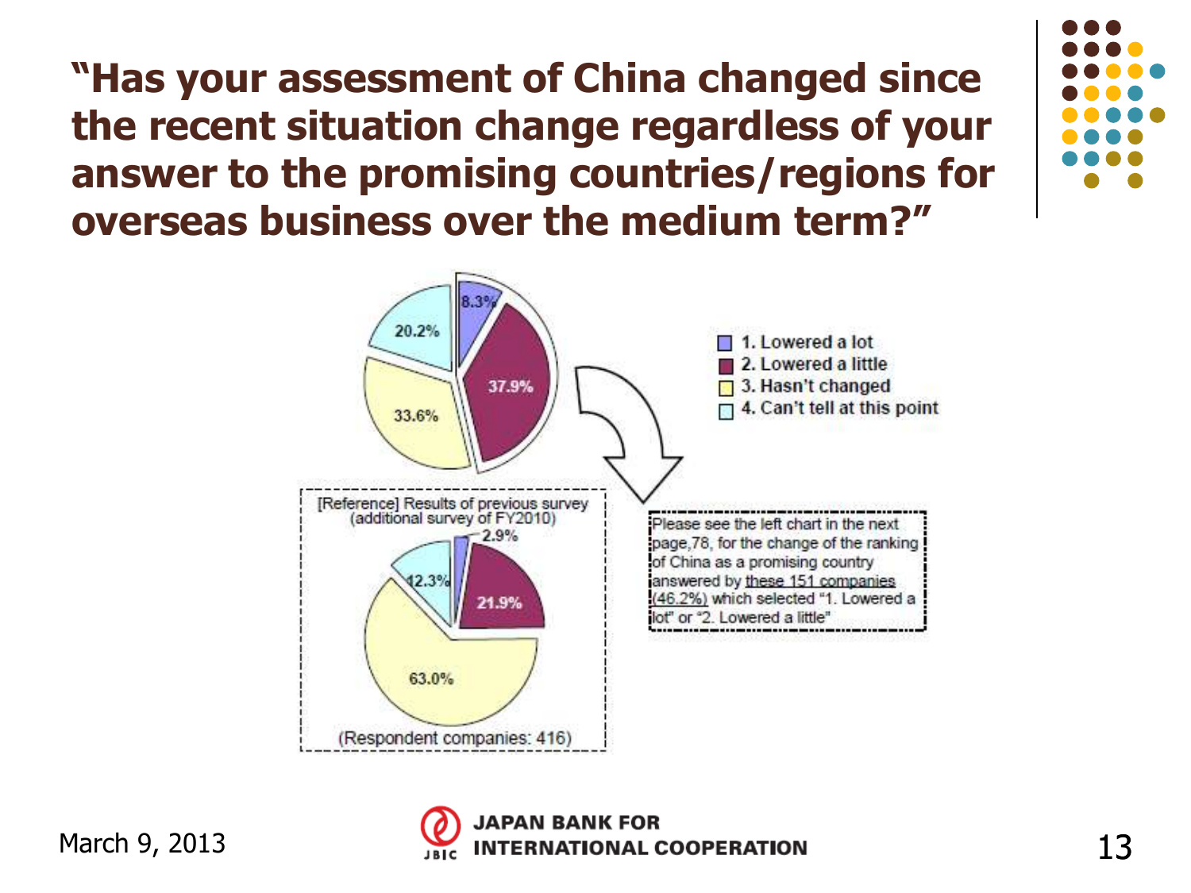# "Has your assessment of China changed since the recent situation change regardless of your answer to the promising countries/regions for overseas business over the medium term?"

| | Current survey | [Reference] Results of previous survey (additional survey of FY2010) |
|---|---|---|
| 1. Lowered a lot | 8.3% | 2.9% |
| 2. Lowered a little | 37.9% | 21.9% |
| 3. Hasn't changed | 33.6% | 63.0% |
| 4. Can't tell at this point | 20.2% | 12.3% |

(Respondent companies: 416)

Please see the left chart in the next page,78, for the change of the ranking of China as a promising country answered by these 151 companies (46.2%) which selected "1. Lowered a lot" or "2. Lowered a little"

March 9, 2013

JAPAN BANK FOR INTERNATIONAL COOPERATION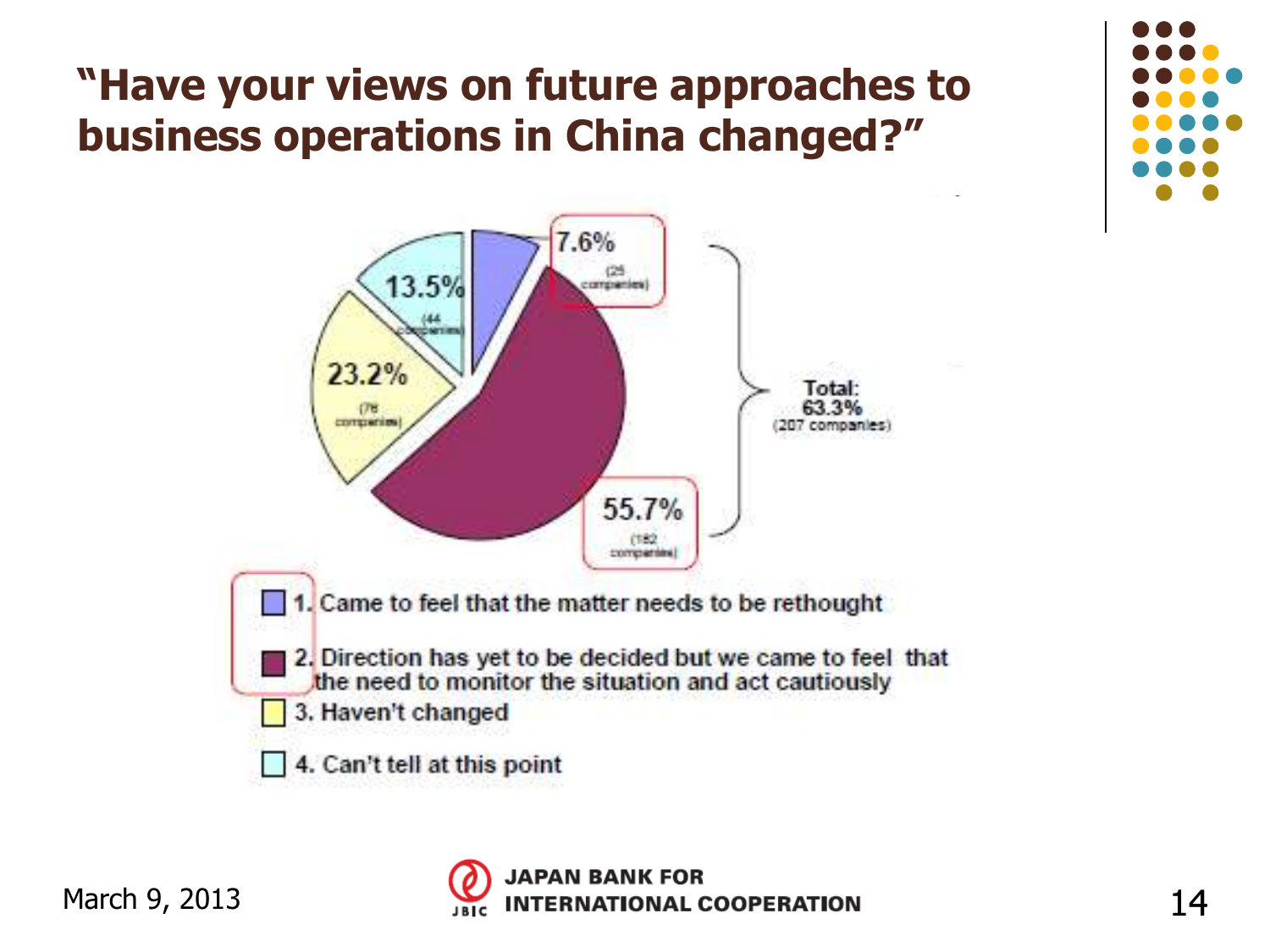# "Have your views on future approaches to business operations in China changed?"

7.6% (25 companies)

55.7% (182 companies)

23.2% (76 companies)

13.5% (44 companies)

Total: 63.3% (207 companies)

1. Came to feel that the matter needs to be rethought
2. Direction has yet to be decided but we came to feel that the need to monitor the situation and act cautiously
3. Haven't changed
4. Can't tell at this point

March 9, 2013

JAPAN BANK FOR INTERNATIONAL COOPERATION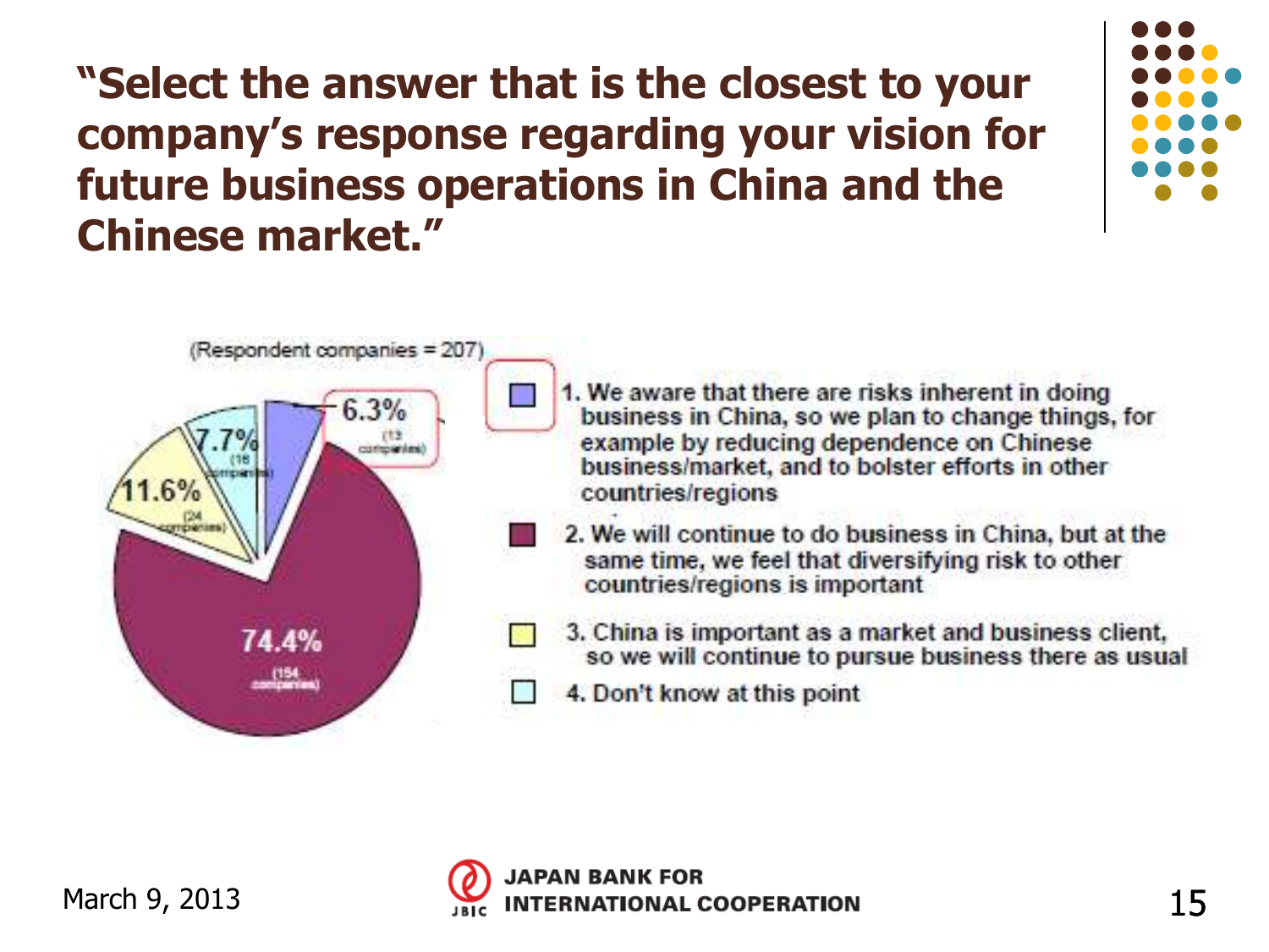# "Select the answer that is the closest to your company's response regarding your vision for future business operations in China and the Chinese market."

(Respondent companies = 207)

- 6.3% (13 companies)
- 74.4% (154 companies)
- 11.6% (24 companies)
- 7.7% (16 companies)

1. We aware that there are risks inherent in doing business in China, so we plan to change things, for example by reducing dependence on Chinese business/market, and to bolster efforts in other countries/regions
2. We will continue to do business in China, but at the same time, we feel that diversifying risk to other countries/regions is important
3. China is important as a market and business client, so we will continue to pursue business there as usual
4. Don't know at this point

March 9, 2013

JAPAN BANK FOR INTERNATIONAL COOPERATION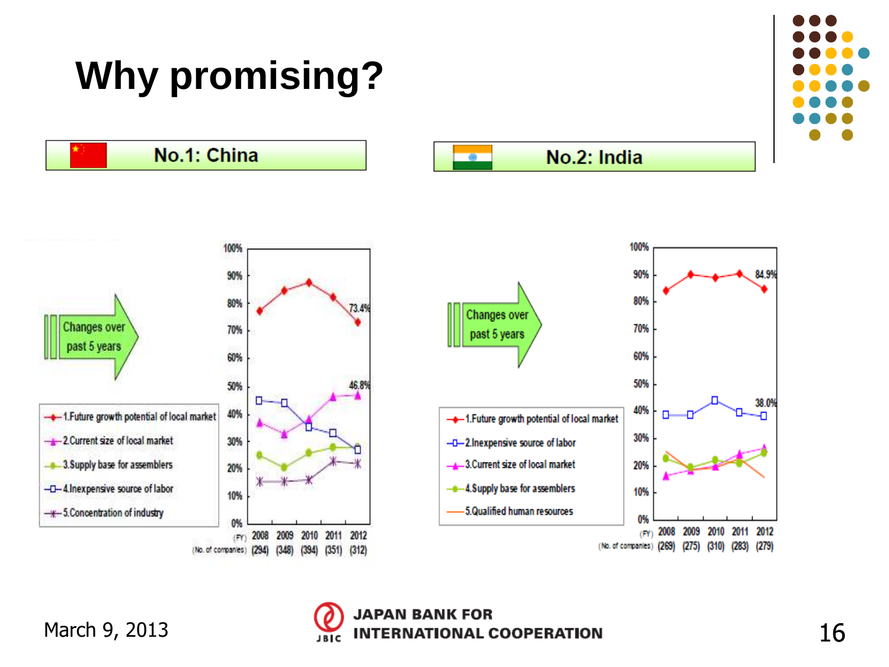# Why promising?

## No.1: China

Changes over past 5 years

- 1.Future growth potential of local market
- 2.Current size of local market
- 3.Supply base for assemblers
- 4.Inexpensive source of labor
- 5.Concentration of industry

73.4%

46.8%

(FY) 2008 2009 2010 2011 2012

(No. of companies) (294) (348) (394) (351) (312)

## No.2: India

Changes over past 5 years

- 1.Future growth potential of local market
- 2.Inexpensive source of labor
- 3.Current size of local market
- 4.Supply base for assemblers
- 5.Qualified human resources

84.9%

38.0%

(FY) 2008 2009 2010 2011 2012

(No. of companies) (269) (275) (310) (283) (279)

March 9, 2013

JAPAN BANK FOR INTERNATIONAL COOPERATION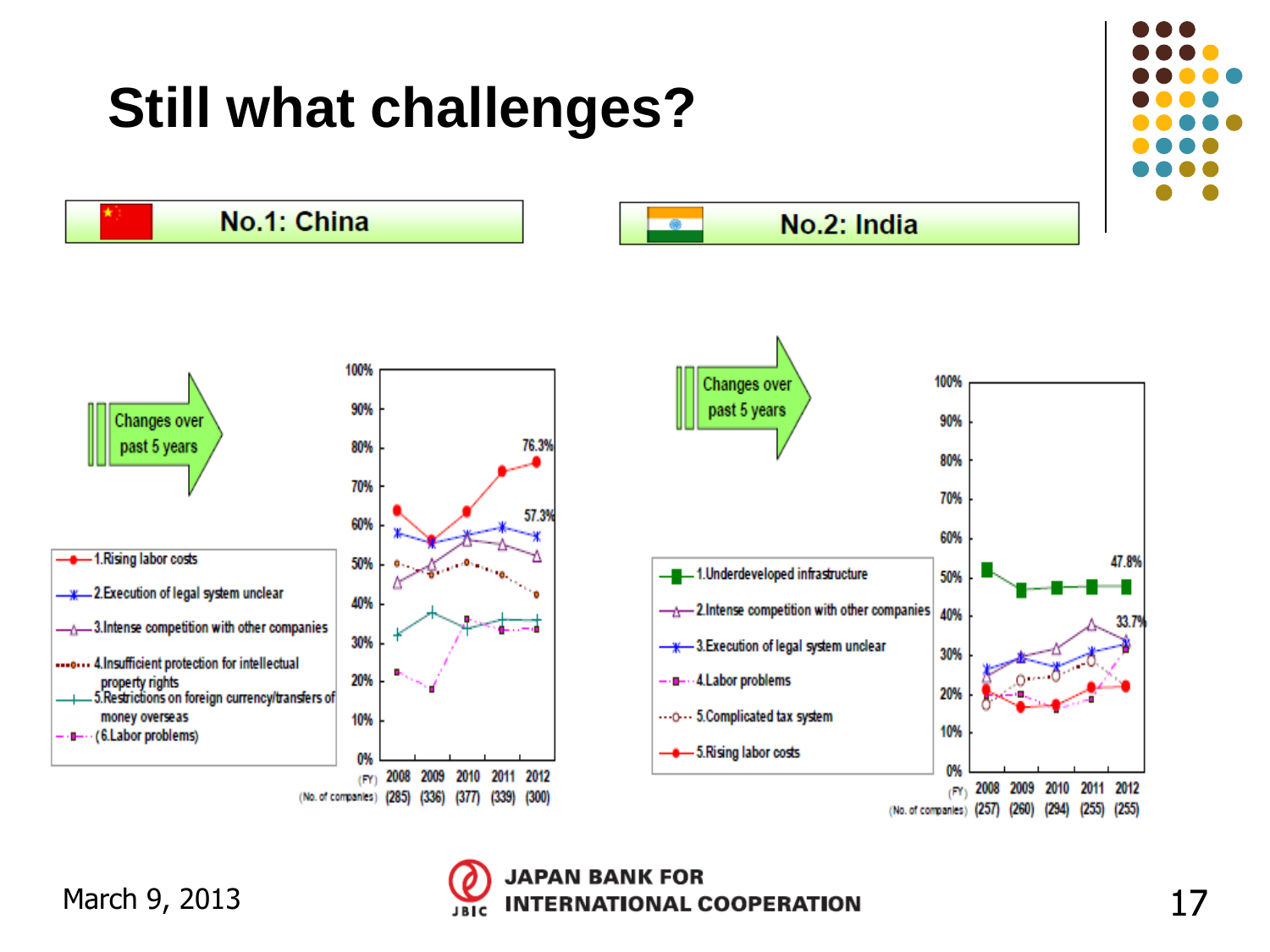# Still what challenges?

## No.1: China

Changes over past 5 years

- 1.Rising labor costs
- 2.Execution of legal system unclear
- 3.Intense competition with other companies
- 4.Insufficient protection for intellectual property rights
- 5.Restrictions on foreign currency/transfers of money overseas
- (6.Labor problems)

76.3%

57.3%

(FY) 2008 2009 2010 2011 2012

(No. of companies) (285) (336) (377) (339) (300)

## No.2: India

Changes over past 5 years

- 1.Underdeveloped infrastructure
- 2.Intense competition with other companies
- 3.Execution of legal system unclear
- 4.Labor problems
- 5.Complicated tax system
- 5.Rising labor costs

47.8%

33.7%

(FY) 2008 2009 2010 2011 2012

(No. of companies) (257) (260) (294) (255) (255)

March 9, 2013

JAPAN BANK FOR INTERNATIONAL COOPERATION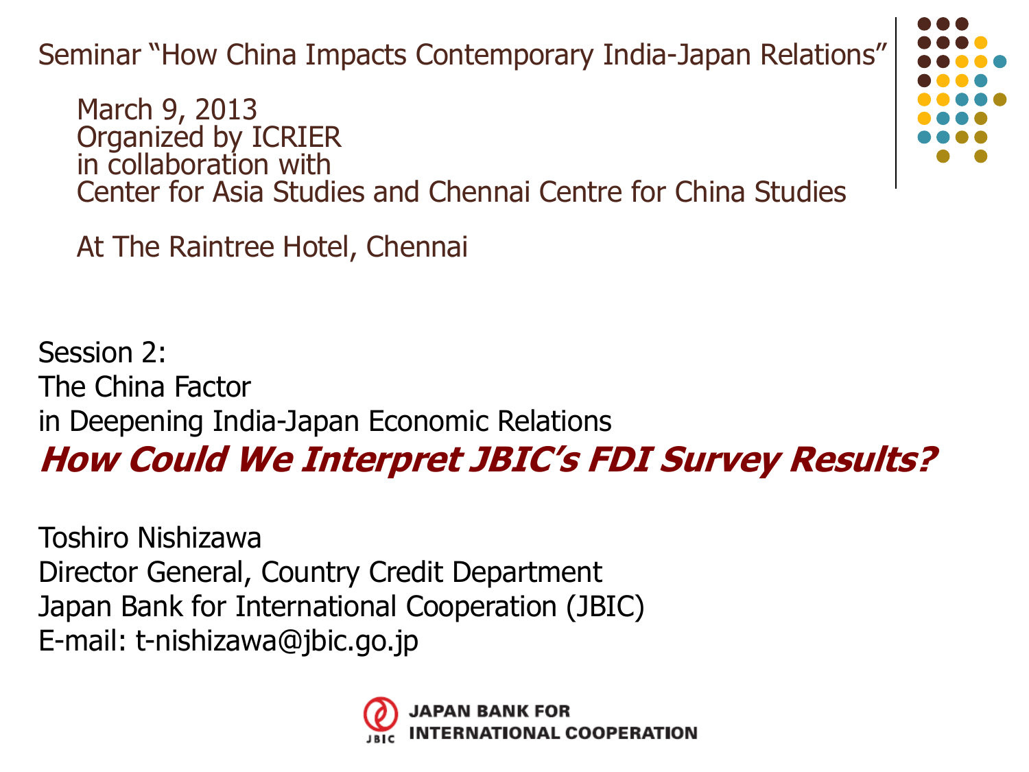Seminar "How China Impacts Contemporary India-Japan Relations"

March 9, 2013
Organized by ICRIER
in collaboration with
Center for Asia Studies and Chennai Centre for China Studies

At The Raintree Hotel, Chennai

Session 2:
The China Factor
in Deepening India-Japan Economic Relations

## ***How Could We Interpret JBIC's FDI Survey Results?***

Toshiro Nishizawa
Director General, Country Credit Department
Japan Bank for International Cooperation (JBIC)
E-mail: t-nishizawa@jbic.go.jp

JAPAN BANK FOR INTERNATIONAL COOPERATION